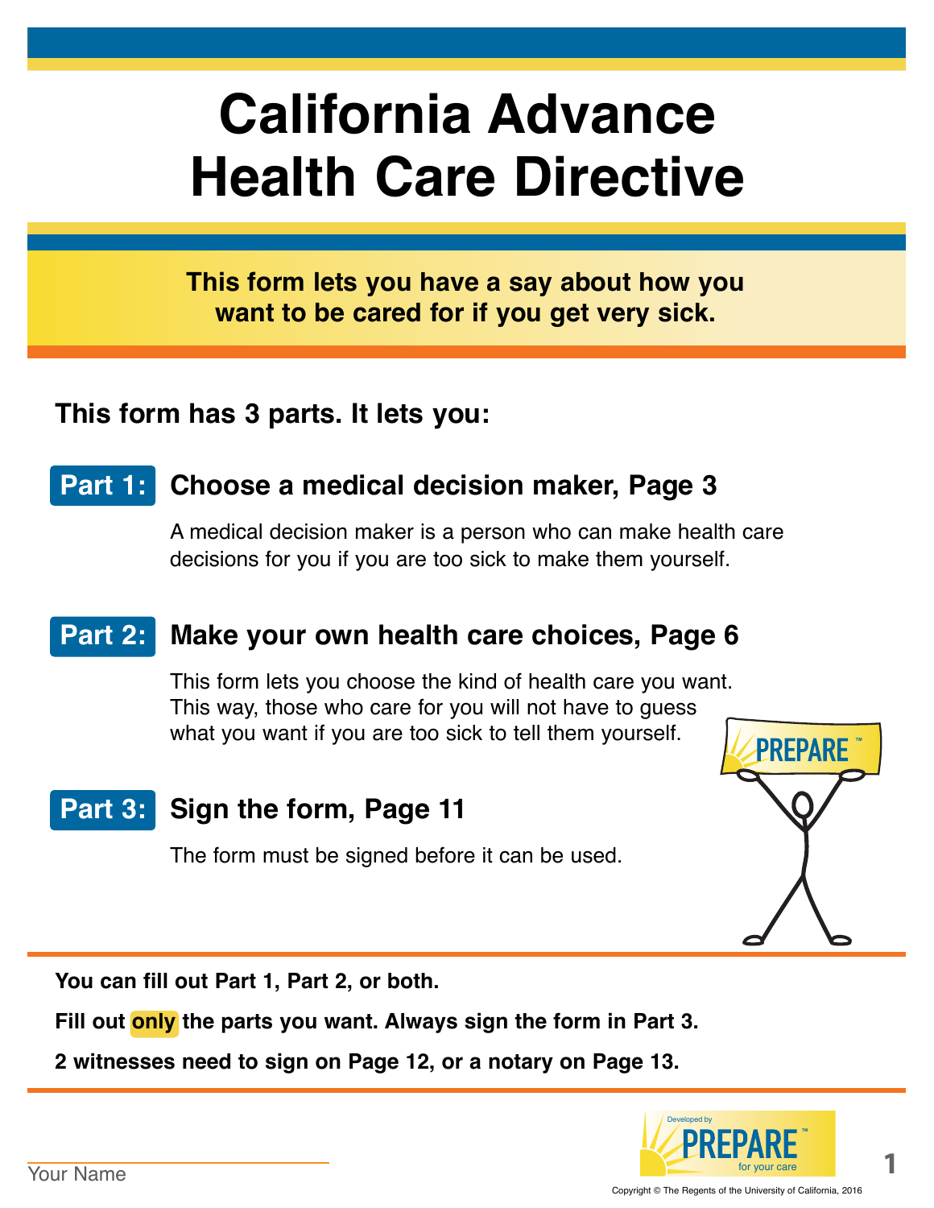# California Advance Health Care Directive

**This form lets you have a say about how you want to be cared for if you get very sick.**

## This form has 3 parts. It lets you:

### Part 1: Choose a medical decision maker, Page 3

A medical decision maker is a person who can make health care decisions for you if you are too sick to make them yourself.

### Part 2: Make your own health care choices, Page 6

This form lets you choose the kind of health care you want. This way, those who care for you will not have to guess what you want if you are too sick to tell them yourself.

### Part 3: Sign the form, Page 11

The form must be signed before it can be used.

**You can fill out Part 1, Part 2, or both.**

**Fill out only the parts you want. Always sign the form in Part 3.**

**2 witnesses need to sign on Page 12, or a notary on Page 13.**

Your Name ______________________

Developed by PREPARE™ for your care

Copyright © The Regents of the University of California, 2016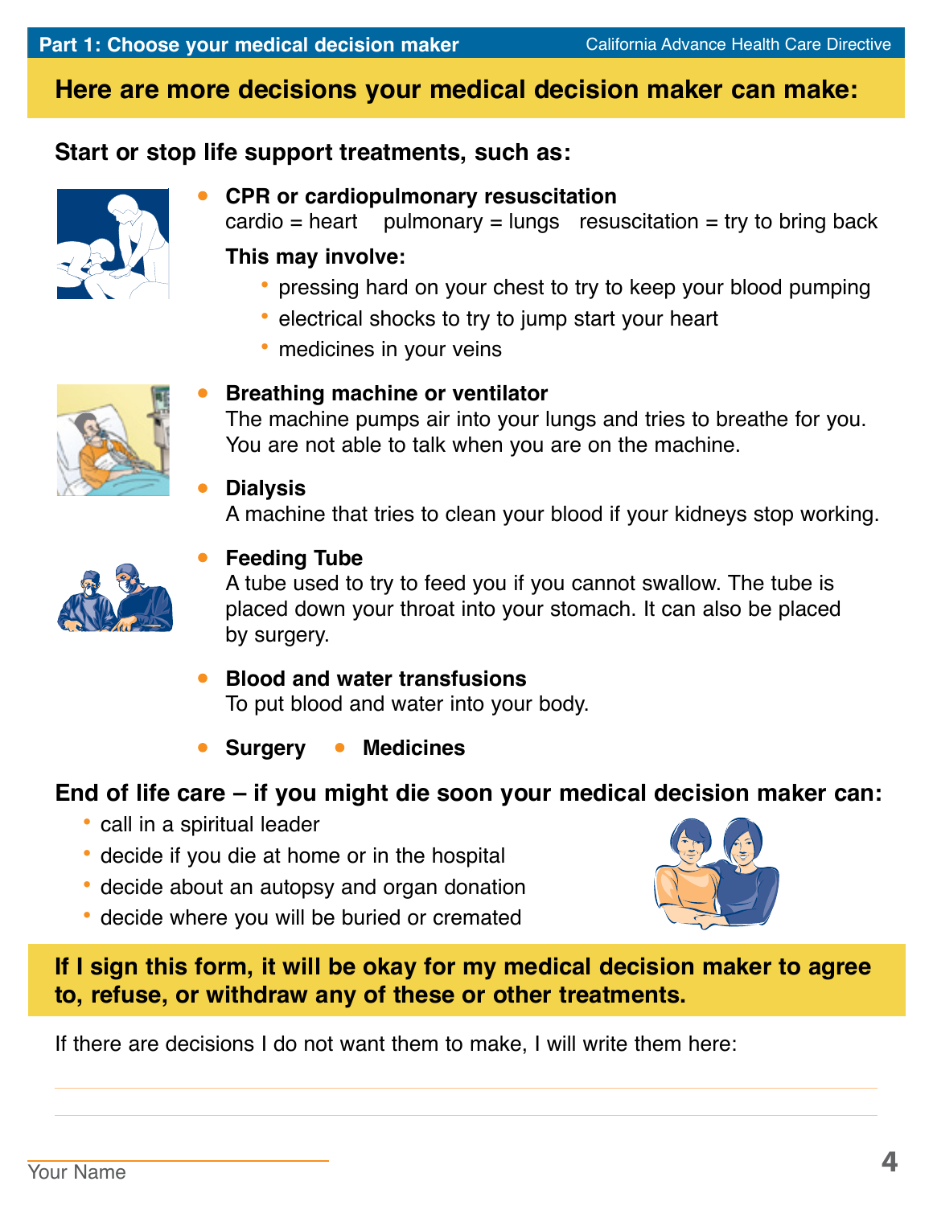## Here are more decisions your medical decision maker can make:

### Start or stop life support treatments, such as:

- **CPR or cardiopulmonary resuscitation**
  cardio = heart    pulmonary = lungs    resuscitation = try to bring back

  **This may involve:**
  - pressing hard on your chest to try to keep your blood pumping
  - electrical shocks to try to jump start your heart
  - medicines in your veins

- **Breathing machine or ventilator**
  The machine pumps air into your lungs and tries to breathe for you. You are not able to talk when you are on the machine.

- **Dialysis**
  A machine that tries to clean your blood if your kidneys stop working.

- **Feeding Tube**
  A tube used to try to feed you if you cannot swallow. The tube is placed down your throat into your stomach. It can also be placed by surgery.

- **Blood and water transfusions**
  To put blood and water into your body.

- **Surgery**
- **Medicines**

### End of life care – if you might die soon your medical decision maker can:

- call in a spiritual leader
- decide if you die at home or in the hospital
- decide about an autopsy and organ donation
- decide where you will be buried or cremated

**If I sign this form, it will be okay for my medical decision maker to agree to, refuse, or withdraw any of these or other treatments.**

If there are decisions I do not want them to make, I will write them here:

\_\_\_\_\_\_\_\_\_\_\_\_\_\_\_\_\_\_\_\_\_\_\_\_\_\_\_\_\_\_\_\_\_\_\_\_\_\_\_\_\_\_\_\_\_\_\_\_

\_\_\_\_\_\_\_\_\_\_\_\_\_\_\_\_\_\_\_\_\_\_\_\_\_\_\_\_\_\_\_\_\_\_\_\_\_\_\_\_\_\_\_\_\_\_\_\_

\_\_\_\_\_\_\_\_\_\_\_\_\_\_\_\_\_\_\_\_\_\_\_\_
Your Name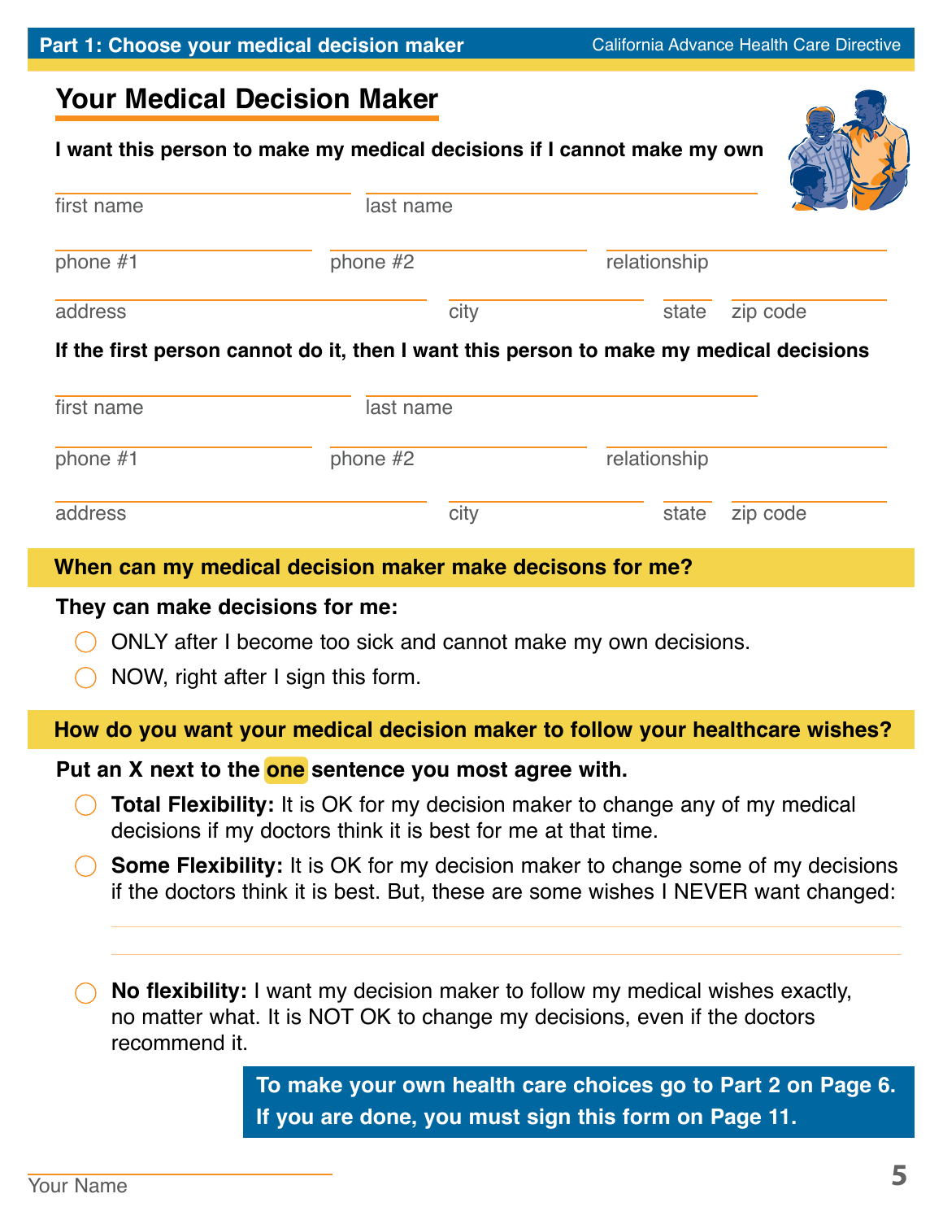## Part 1: Choose your medical decision maker

# Your Medical Decision Maker

**I want this person to make my medical decisions if I cannot make my own**

first name ____________ last name ____________

phone #1 ____________ phone #2 ____________ relationship ____________

address ____________ city ____________ state ____________ zip code ____________

**If the first person cannot do it, then I want this person to make my medical decisions**

first name ____________ last name ____________

phone #1 ____________ phone #2 ____________ relationship ____________

address ____________ city ____________ state ____________ zip code ____________

### When can my medical decision maker make decisons for me?

**They can make decisions for me:**

- ◯ ONLY after I become too sick and cannot make my own decisions.
- ◯ NOW, right after I sign this form.

### How do you want your medical decision maker to follow your healthcare wishes?

**Put an X next to the one sentence you most agree with.**

- ◯ **Total Flexibility:** It is OK for my decision maker to change any of my medical decisions if my doctors think it is best for me at that time.
- ◯ **Some Flexibility:** It is OK for my decision maker to change some of my decisions if the doctors think it is best. But, these are some wishes I NEVER want changed:

  ____________________________________________

  ____________________________________________

- ◯ **No flexibility:** I want my decision maker to follow my medical wishes exactly, no matter what. It is NOT OK to change my decisions, even if the doctors recommend it.

**To make your own health care choices go to Part 2 on Page 6.**
**If you are done, you must sign this form on Page 11.**

Your Name ____________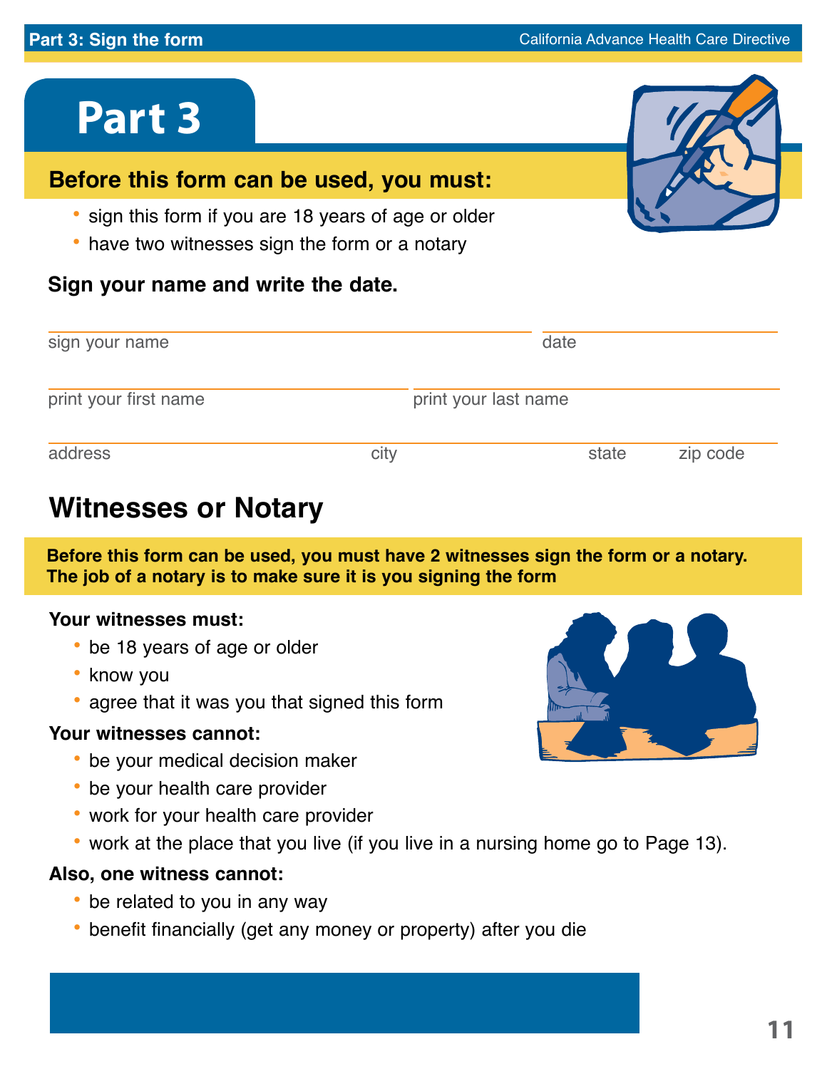# Part 3

## Before this form can be used, you must:

- sign this form if you are 18 years of age or older
- have two witnesses sign the form or a notary

**Sign your name and write the date.**

sign your name ______________________ date ______________

print your first name ______________________ print your last name ______________________

address ______________ city ______________ state ______ zip code ______

## Witnesses or Notary

**Before this form can be used, you must have 2 witnesses sign the form or a notary. The job of a notary is to make sure it is you signing the form**

**Your witnesses must:**

- be 18 years of age or older
- know you
- agree that it was you that signed this form

**Your witnesses cannot:**

- be your medical decision maker
- be your health care provider
- work for your health care provider
- work at the place that you live (if you live in a nursing home go to Page 13).

**Also, one witness cannot:**

- be related to you in any way
- benefit financially (get any money or property) after you die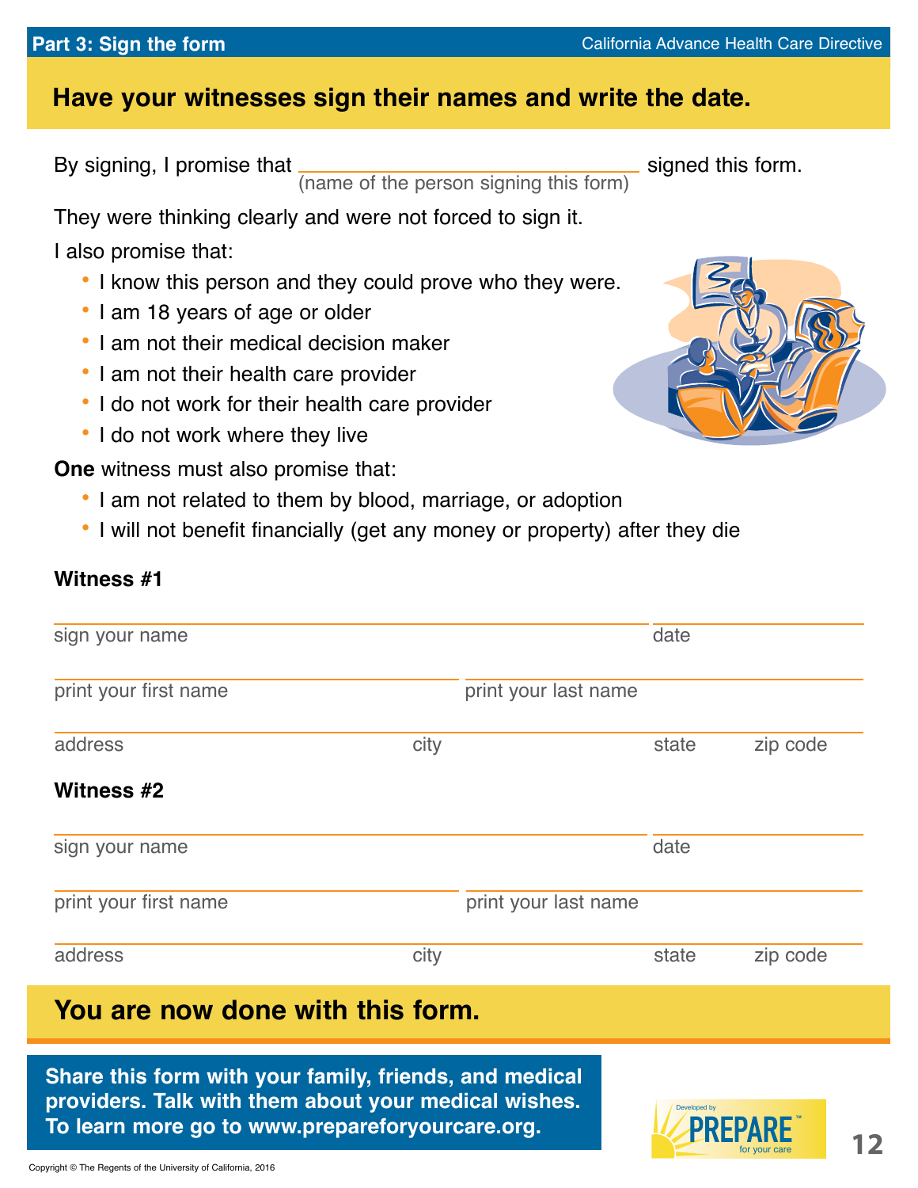## Part 3: Sign the form

## Have your witnesses sign their names and write the date.

By signing, I promise that ______________________________ signed this form.
(name of the person signing this form)

They were thinking clearly and were not forced to sign it.

I also promise that:

- I know this person and they could prove who they were.
- I am 18 years of age or older
- I am not their medical decision maker
- I am not their health care provider
- I do not work for their health care provider
- I do not work where they live

**One** witness must also promise that:

- I am not related to them by blood, marriage, or adoption
- I will not benefit financially (get any money or property) after they die

**Witness #1**

______________________________ ______________
sign your name date

______________________________ ______________________________
print your first name print your last name

______________________________ ______________________________
address city state zip code

**Witness #2**

______________________________ ______________
sign your name date

______________________________ ______________________________
print your first name print your last name

______________________________ ______________________________
address city state zip code

## You are now done with this form.

**Share this form with your family, friends, and medical providers. Talk with them about your medical wishes. To learn more go to www.prepareforyourcare.org.**

Developed by PREPARE™ for your care

Copyright © The Regents of the University of California, 2016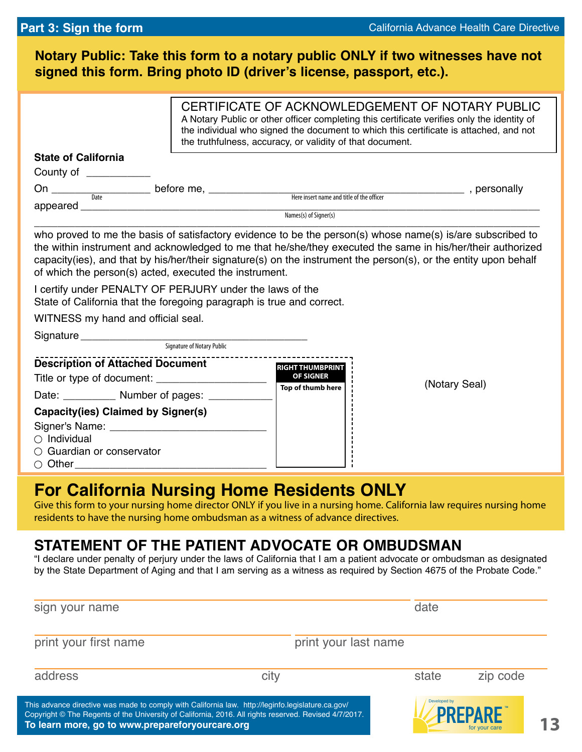## Part 3: Sign the form

**Notary Public: Take this form to a notary public ONLY if two witnesses have not signed this form. Bring photo ID (driver's license, passport, etc.).**

CERTIFICATE OF ACKNOWLEDGEMENT OF NOTARY PUBLIC

A Notary Public or other officer completing this certificate verifies only the identity of the individual who signed the document to which this certificate is attached, and not the truthfulness, accuracy, or validity of that document.

**State of California**

County of ___________

On ________________ (Date) before me, ____________________________________________ (Here insert name and title of the officer), personally appeared ________________________________________________________________ (Names(s) of Signer(s))

________________________________________________________________

who proved to me the basis of satisfactory evidence to be the person(s) whose name(s) is/are subscribed to the within instrument and acknowledged to me that he/she/they executed the same in his/her/their authorized capacity(ies), and that by his/her/their signature(s) on the instrument the person(s), or the entity upon behalf of which the person(s) acted, executed the instrument.

I certify under PENALTY OF PERJURY under the laws of the State of California that the foregoing paragraph is true and correct.

WITNESS my hand and official seal.

Signature ________________________________________ (Signature of Notary Public)

**Description of Attached Document**

Title or type of document: __________________

Date: _________ Number of pages: ___________

**Capacity(ies) Claimed by Signer(s)**

Signer's Name: ___________________________

○ Individual
○ Guardian or conservator
○ Other _______________________________

RIGHT THUMBPRINT OF SIGNER
Top of thumb here

(Notary Seal)

## For California Nursing Home Residents ONLY

Give this form to your nursing home director ONLY if you live in a nursing home. California law requires nursing home residents to have the nursing home ombudsman as a witness of advance directives.

## STATEMENT OF THE PATIENT ADVOCATE OR OMBUDSMAN

"I declare under penalty of perjury under the laws of California that I am a patient advocate or ombudsman as designated by the State Department of Aging and that I am serving as a witness as required by Section 4675 of the Probate Code."

sign your name _______________ date _______________

print your first name _______________ print your last name _______________

address _______________ city _______________ state _______ zip code _______

This advance directive was made to comply with California law. http://leginfo.legislature.ca.gov/
Copyright © The Regents of the University of California, 2016. All rights reserved. Revised 4/7/2017.
**To learn more, go to www.prepareforyourcare.org**

Developed by PREPARE™ for your care